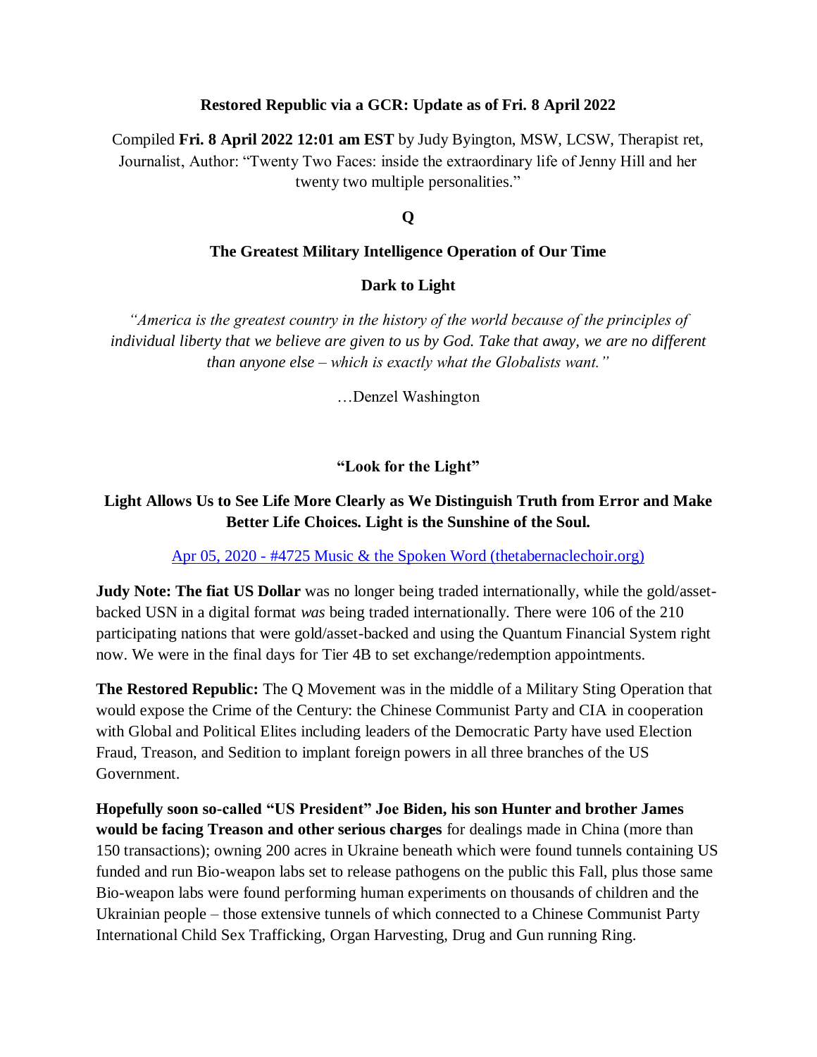**Restored Republic via a GCR: Update as of Fri. 8 April 2022**

Compiled **Fri. 8 April 2022 12:01 am EST** by Judy Byington, MSW, LCSW, Therapist ret, Journalist, Author: "Twenty Two Faces: inside the extraordinary life of Jenny Hill and her twenty two multiple personalities."

**Q**

**The Greatest Military Intelligence Operation of Our Time**

**Dark to Light**

*"America is the greatest country in the history of the world because of the principles of individual liberty that we believe are given to us by God. Take that away, we are no different than anyone else – which is exactly what the Globalists want."*

…Denzel Washington

**"Look for the Light"**

**Light Allows Us to See Life More Clearly as We Distinguish Truth from Error and Make Better Life Choices. Light is the Sunshine of the Soul.**

Apr 05, 2020 - #4725 Music & the Spoken Word (thetabernaclechoir.org)

**Judy Note: The fiat US Dollar** was no longer being traded internationally, while the gold/asset-backed USN in a digital format *was* being traded internationally. There were 106 of the 210 participating nations that were gold/asset-backed and using the Quantum Financial System right now. We were in the final days for Tier 4B to set exchange/redemption appointments.

**The Restored Republic:** The Q Movement was in the middle of a Military Sting Operation that would expose the Crime of the Century: the Chinese Communist Party and CIA in cooperation with Global and Political Elites including leaders of the Democratic Party have used Election Fraud, Treason, and Sedition to implant foreign powers in all three branches of the US Government.

**Hopefully soon so-called "US President" Joe Biden, his son Hunter and brother James would be facing Treason and other serious charges** for dealings made in China (more than 150 transactions); owning 200 acres in Ukraine beneath which were found tunnels containing US funded and run Bio-weapon labs set to release pathogens on the public this Fall, plus those same Bio-weapon labs were found performing human experiments on thousands of children and the Ukrainian people – those extensive tunnels of which connected to a Chinese Communist Party International Child Sex Trafficking, Organ Harvesting, Drug and Gun running Ring.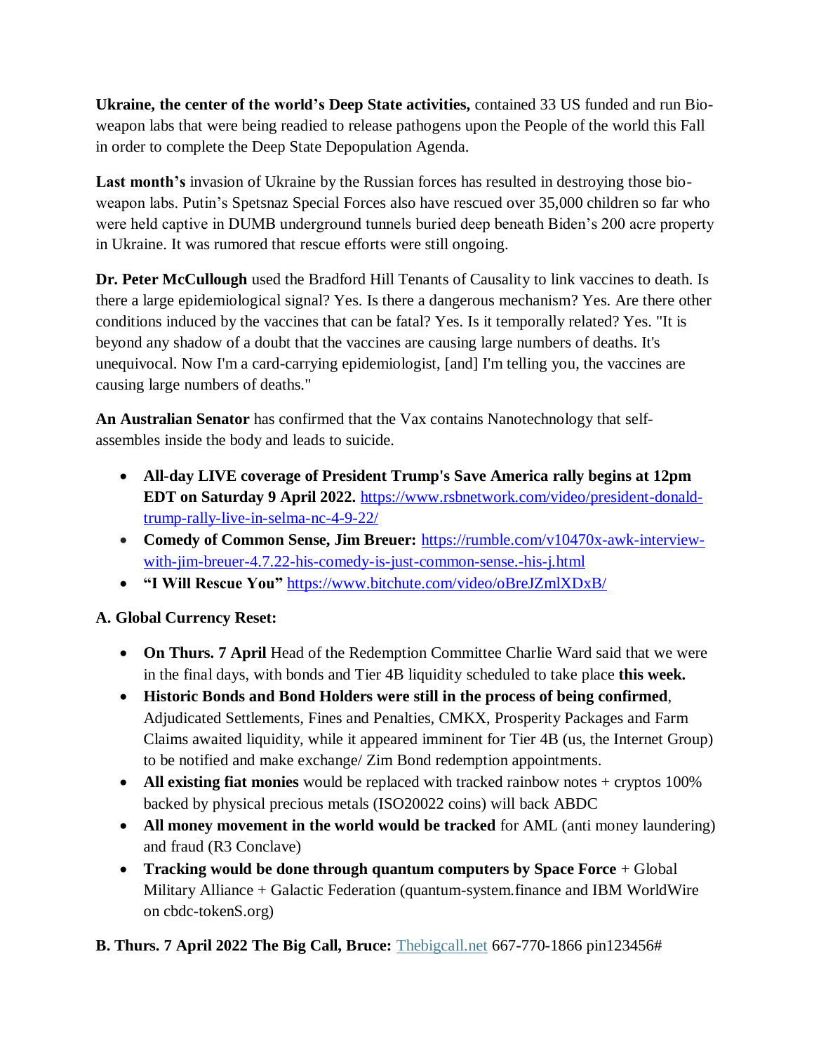**Ukraine, the center of the world's Deep State activities,** contained 33 US funded and run Bio-weapon labs that were being readied to release pathogens upon the People of the world this Fall in order to complete the Deep State Depopulation Agenda.

**Last month's** invasion of Ukraine by the Russian forces has resulted in destroying those bio-weapon labs. Putin's Spetsnaz Special Forces also have rescued over 35,000 children so far who were held captive in DUMB underground tunnels buried deep beneath Biden's 200 acre property in Ukraine. It was rumored that rescue efforts were still ongoing.

**Dr. Peter McCullough** used the Bradford Hill Tenants of Causality to link vaccines to death. Is there a large epidemiological signal? Yes. Is there a dangerous mechanism? Yes. Are there other conditions induced by the vaccines that can be fatal? Yes. Is it temporally related? Yes. "It is beyond any shadow of a doubt that the vaccines are causing large numbers of deaths. It's unequivocal. Now I'm a card-carrying epidemiologist, [and] I'm telling you, the vaccines are causing large numbers of deaths."

**An Australian Senator** has confirmed that the Vax contains Nanotechnology that self-assembles inside the body and leads to suicide.

- **All-day LIVE coverage of President Trump's Save America rally begins at 12pm EDT on Saturday 9 April 2022.** https://www.rsbnetwork.com/video/president-donald-trump-rally-live-in-selma-nc-4-9-22/
- **Comedy of Common Sense, Jim Breuer:** https://rumble.com/v10470x-awk-interview-with-jim-breuer-4.7.22-his-comedy-is-just-common-sense.-his-j.html
- **"I Will Rescue You"** https://www.bitchute.com/video/oBreJZmlXDxB/

**A. Global Currency Reset:**

- **On Thurs. 7 April** Head of the Redemption Committee Charlie Ward said that we were in the final days, with bonds and Tier 4B liquidity scheduled to take place **this week.**
- **Historic Bonds and Bond Holders were still in the process of being confirmed**, Adjudicated Settlements, Fines and Penalties, CMKX, Prosperity Packages and Farm Claims awaited liquidity, while it appeared imminent for Tier 4B (us, the Internet Group) to be notified and make exchange/ Zim Bond redemption appointments.
- **All existing fiat monies** would be replaced with tracked rainbow notes + cryptos 100% backed by physical precious metals (ISO20022 coins) will back ABDC
- **All money movement in the world would be tracked** for AML (anti money laundering) and fraud (R3 Conclave)
- **Tracking would be done through quantum computers by Space Force** + Global Military Alliance + Galactic Federation (quantum-system.finance and IBM WorldWire on cbdc-tokenS.org)

**B. Thurs. 7 April 2022 The Big Call, Bruce:** Thebigcall.net 667-770-1866 pin123456#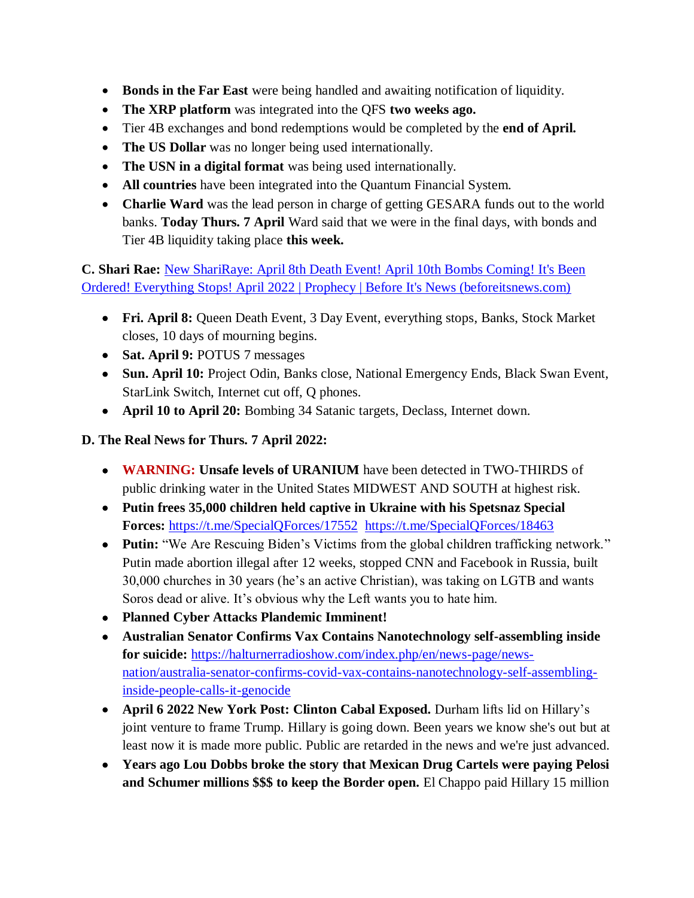- **Bonds in the Far East** were being handled and awaiting notification of liquidity.
- **The XRP platform** was integrated into the QFS **two weeks ago.**
- Tier 4B exchanges and bond redemptions would be completed by the **end of April.**
- **The US Dollar** was no longer being used internationally.
- **The USN in a digital format** was being used internationally.
- **All countries** have been integrated into the Quantum Financial System.
- **Charlie Ward** was the lead person in charge of getting GESARA funds out to the world banks. **Today Thurs. 7 April** Ward said that we were in the final days, with bonds and Tier 4B liquidity taking place **this week.**

**C. Shari Rae:** New ShariRaye: April 8th Death Event! April 10th Bombs Coming! It's Been Ordered! Everything Stops! April 2022 | Prophecy | Before It's News (beforeitsnews.com)

- **Fri. April 8:** Queen Death Event, 3 Day Event, everything stops, Banks, Stock Market closes, 10 days of mourning begins.
- **Sat. April 9:** POTUS 7 messages
- **Sun. April 10:** Project Odin, Banks close, National Emergency Ends, Black Swan Event, StarLink Switch, Internet cut off, Q phones.
- **April 10 to April 20:** Bombing 34 Satanic targets, Declass, Internet down.

**D. The Real News for Thurs. 7 April 2022:**

- **WARNING: Unsafe levels of URANIUM** have been detected in TWO-THIRDS of public drinking water in the United States MIDWEST AND SOUTH at highest risk.
- **Putin frees 35,000 children held captive in Ukraine with his Spetsnaz Special Forces:** https://t.me/SpecialQForces/17552 https://t.me/SpecialQForces/18463
- **Putin:** "We Are Rescuing Biden's Victims from the global children trafficking network." Putin made abortion illegal after 12 weeks, stopped CNN and Facebook in Russia, built 30,000 churches in 30 years (he's an active Christian), was taking on LGTB and wants Soros dead or alive. It's obvious why the Left wants you to hate him.
- **Planned Cyber Attacks Plandemic Imminent!**
- **Australian Senator Confirms Vax Contains Nanotechnology self-assembling inside for suicide:** https://halturnerradioshow.com/index.php/en/news-page/news-nation/australia-senator-confirms-covid-vax-contains-nanotechnology-self-assembling-inside-people-calls-it-genocide
- **April 6 2022 New York Post: Clinton Cabal Exposed.** Durham lifts lid on Hillary's joint venture to frame Trump. Hillary is going down. Been years we know she's out but at least now it is made more public. Public are retarded in the news and we're just advanced.
- **Years ago Lou Dobbs broke the story that Mexican Drug Cartels were paying Pelosi and Schumer millions $$$ to keep the Border open.** El Chappo paid Hillary 15 million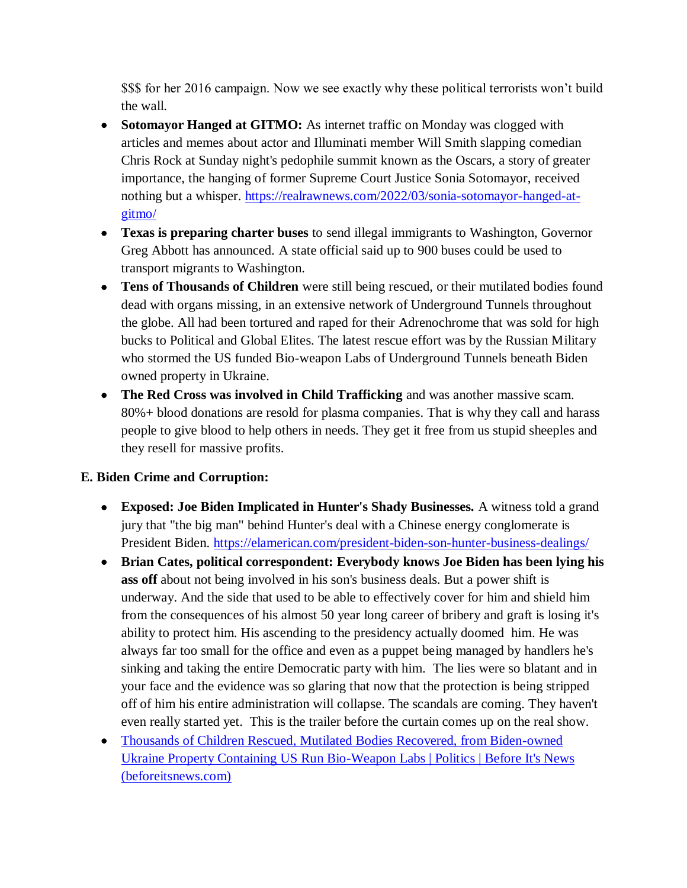$$$ for her 2016 campaign. Now we see exactly why these political terrorists won't build the wall.

- **Sotomayor Hanged at GITMO:** As internet traffic on Monday was clogged with articles and memes about actor and Illuminati member Will Smith slapping comedian Chris Rock at Sunday night's pedophile summit known as the Oscars, a story of greater importance, the hanging of former Supreme Court Justice Sonia Sotomayor, received nothing but a whisper. [https://realrawnews.com/2022/03/sonia-sotomayor-hanged-at-gitmo/](https://realrawnews.com/2022/03/sonia-sotomayor-hanged-at-gitmo/)
- **Texas is preparing charter buses** to send illegal immigrants to Washington, Governor Greg Abbott has announced. A state official said up to 900 buses could be used to transport migrants to Washington.
- **Tens of Thousands of Children** were still being rescued, or their mutilated bodies found dead with organs missing, in an extensive network of Underground Tunnels throughout the globe. All had been tortured and raped for their Adrenochrome that was sold for high bucks to Political and Global Elites. The latest rescue effort was by the Russian Military who stormed the US funded Bio-weapon Labs of Underground Tunnels beneath Biden owned property in Ukraine.
- **The Red Cross was involved in Child Trafficking** and was another massive scam. 80%+ blood donations are resold for plasma companies. That is why they call and harass people to give blood to help others in needs. They get it free from us stupid sheeples and they resell for massive profits.

**E. Biden Crime and Corruption:**

- **Exposed: Joe Biden Implicated in Hunter's Shady Businesses.** A witness told a grand jury that "the big man" behind Hunter's deal with a Chinese energy conglomerate is President Biden. [https://elamerican.com/president-biden-son-hunter-business-dealings/](https://elamerican.com/president-biden-son-hunter-business-dealings/)
- **Brian Cates, political correspondent: Everybody knows Joe Biden has been lying his ass off** about not being involved in his son's business deals. But a power shift is underway. And the side that used to be able to effectively cover for him and shield him from the consequences of his almost 50 year long career of bribery and graft is losing it's ability to protect him. His ascending to the presidency actually doomed him. He was always far too small for the office and even as a puppet being managed by handlers he's sinking and taking the entire Democratic party with him. The lies were so blatant and in your face and the evidence was so glaring that now that the protection is being stripped off of him his entire administration will collapse. The scandals are coming. They haven't even really started yet. This is the trailer before the curtain comes up on the real show.
- Thousands of Children Rescued, Mutilated Bodies Recovered, from Biden-owned Ukraine Property Containing US Run Bio-Weapon Labs | Politics | Before It's News (beforeitsnews.com)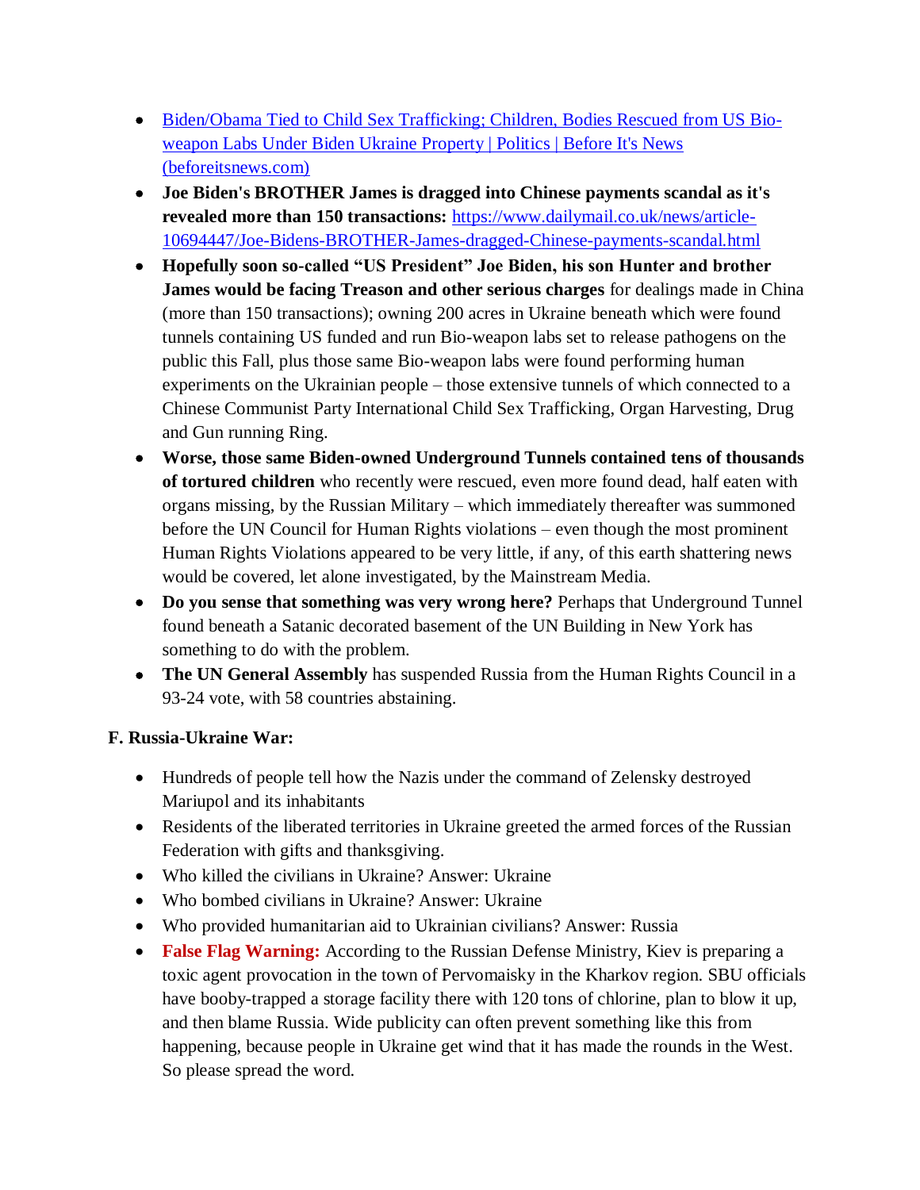- [Biden/Obama Tied to Child Sex Trafficking; Children, Bodies Rescued from US Bio-weapon Labs Under Biden Ukraine Property | Politics | Before It's News (beforeitsnews.com)](beforeitsnews.com)
- **Joe Biden's BROTHER James is dragged into Chinese payments scandal as it's revealed more than 150 transactions:** [https://www.dailymail.co.uk/news/article-10694447/Joe-Bidens-BROTHER-James-dragged-Chinese-payments-scandal.html](https://www.dailymail.co.uk/news/article-10694447/Joe-Bidens-BROTHER-James-dragged-Chinese-payments-scandal.html)
- **Hopefully soon so-called "US President" Joe Biden, his son Hunter and brother James would be facing Treason and other serious charges** for dealings made in China (more than 150 transactions); owning 200 acres in Ukraine beneath which were found tunnels containing US funded and run Bio-weapon labs set to release pathogens on the public this Fall, plus those same Bio-weapon labs were found performing human experiments on the Ukrainian people – those extensive tunnels of which connected to a Chinese Communist Party International Child Sex Trafficking, Organ Harvesting, Drug and Gun running Ring.
- **Worse, those same Biden-owned Underground Tunnels contained tens of thousands of tortured children** who recently were rescued, even more found dead, half eaten with organs missing, by the Russian Military – which immediately thereafter was summoned before the UN Council for Human Rights violations – even though the most prominent Human Rights Violations appeared to be very little, if any, of this earth shattering news would be covered, let alone investigated, by the Mainstream Media.
- **Do you sense that something was very wrong here?** Perhaps that Underground Tunnel found beneath a Satanic decorated basement of the UN Building in New York has something to do with the problem.
- **The UN General Assembly** has suspended Russia from the Human Rights Council in a 93-24 vote, with 58 countries abstaining.

### F. Russia-Ukraine War:

- Hundreds of people tell how the Nazis under the command of Zelensky destroyed Mariupol and its inhabitants
- Residents of the liberated territories in Ukraine greeted the armed forces of the Russian Federation with gifts and thanksgiving.
- Who killed the civilians in Ukraine? Answer: Ukraine
- Who bombed civilians in Ukraine? Answer: Ukraine
- Who provided humanitarian aid to Ukrainian civilians? Answer: Russia
- **False Flag Warning:** According to the Russian Defense Ministry, Kiev is preparing a toxic agent provocation in the town of Pervomaisky in the Kharkov region. SBU officials have booby-trapped a storage facility there with 120 tons of chlorine, plan to blow it up, and then blame Russia. Wide publicity can often prevent something like this from happening, because people in Ukraine get wind that it has made the rounds in the West. So please spread the word.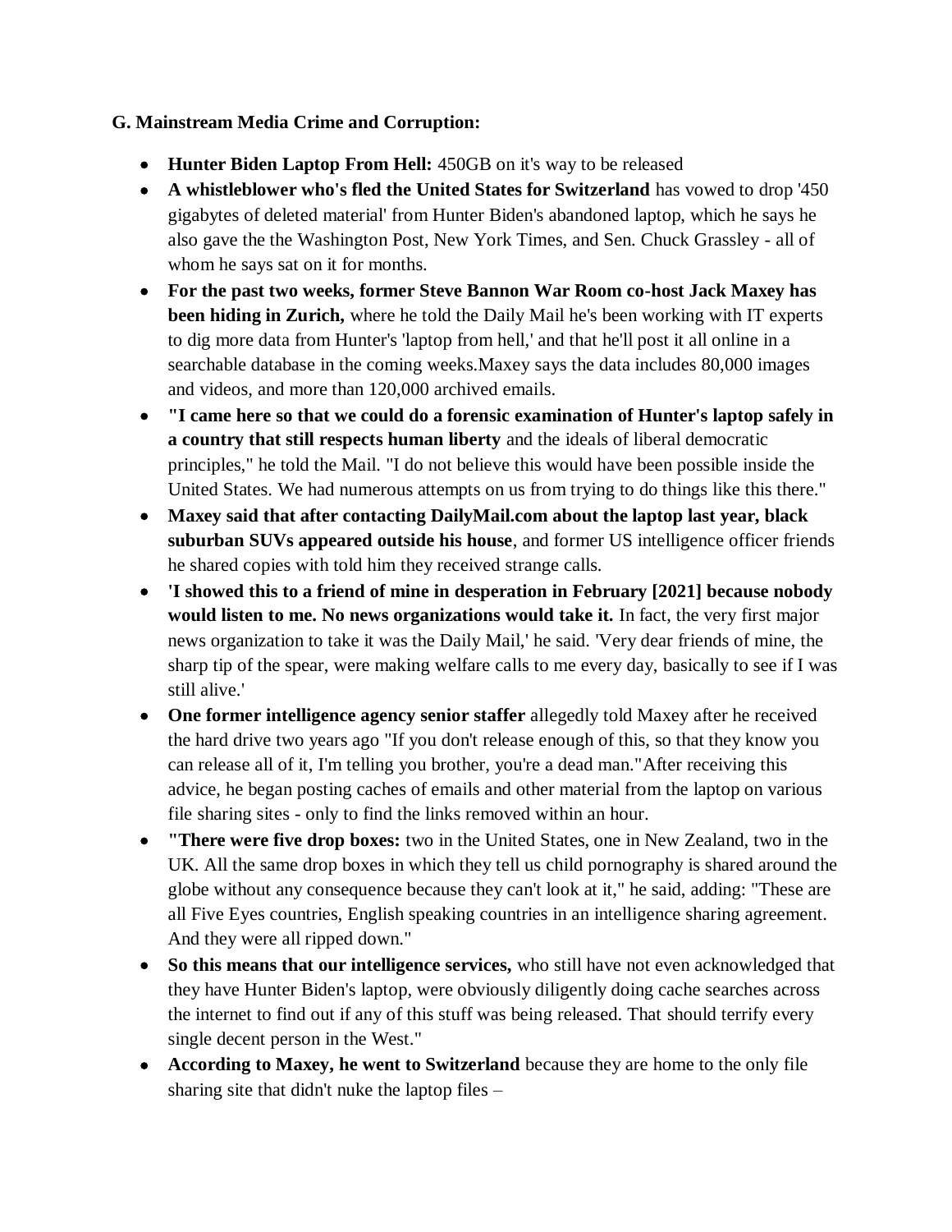**G. Mainstream Media Crime and Corruption:**

- **Hunter Biden Laptop From Hell:** 450GB on it's way to be released
- **A whistleblower who's fled the United States for Switzerland** has vowed to drop '450 gigabytes of deleted material' from Hunter Biden's abandoned laptop, which he says he also gave the the Washington Post, New York Times, and Sen. Chuck Grassley - all of whom he says sat on it for months.
- **For the past two weeks, former Steve Bannon War Room co-host Jack Maxey has been hiding in Zurich,** where he told the Daily Mail he's been working with IT experts to dig more data from Hunter's 'laptop from hell,' and that he'll post it all online in a searchable database in the coming weeks.Maxey says the data includes 80,000 images and videos, and more than 120,000 archived emails.
- **"I came here so that we could do a forensic examination of Hunter's laptop safely in a country that still respects human liberty** and the ideals of liberal democratic principles," he told the Mail. "I do not believe this would have been possible inside the United States. We had numerous attempts on us from trying to do things like this there."
- **Maxey said that after contacting DailyMail.com about the laptop last year, black suburban SUVs appeared outside his house**, and former US intelligence officer friends he shared copies with told him they received strange calls.
- **'I showed this to a friend of mine in desperation in February [2021] because nobody would listen to me. No news organizations would take it.** In fact, the very first major news organization to take it was the Daily Mail,' he said. 'Very dear friends of mine, the sharp tip of the spear, were making welfare calls to me every day, basically to see if I was still alive.'
- **One former intelligence agency senior staffer** allegedly told Maxey after he received the hard drive two years ago "If you don't release enough of this, so that they know you can release all of it, I'm telling you brother, you're a dead man."After receiving this advice, he began posting caches of emails and other material from the laptop on various file sharing sites - only to find the links removed within an hour.
- **"There were five drop boxes:** two in the United States, one in New Zealand, two in the UK. All the same drop boxes in which they tell us child pornography is shared around the globe without any consequence because they can't look at it," he said, adding: "These are all Five Eyes countries, English speaking countries in an intelligence sharing agreement. And they were all ripped down."
- **So this means that our intelligence services,** who still have not even acknowledged that they have Hunter Biden's laptop, were obviously diligently doing cache searches across the internet to find out if any of this stuff was being released. That should terrify every single decent person in the West."
- **According to Maxey, he went to Switzerland** because they are home to the only file sharing site that didn't nuke the laptop files –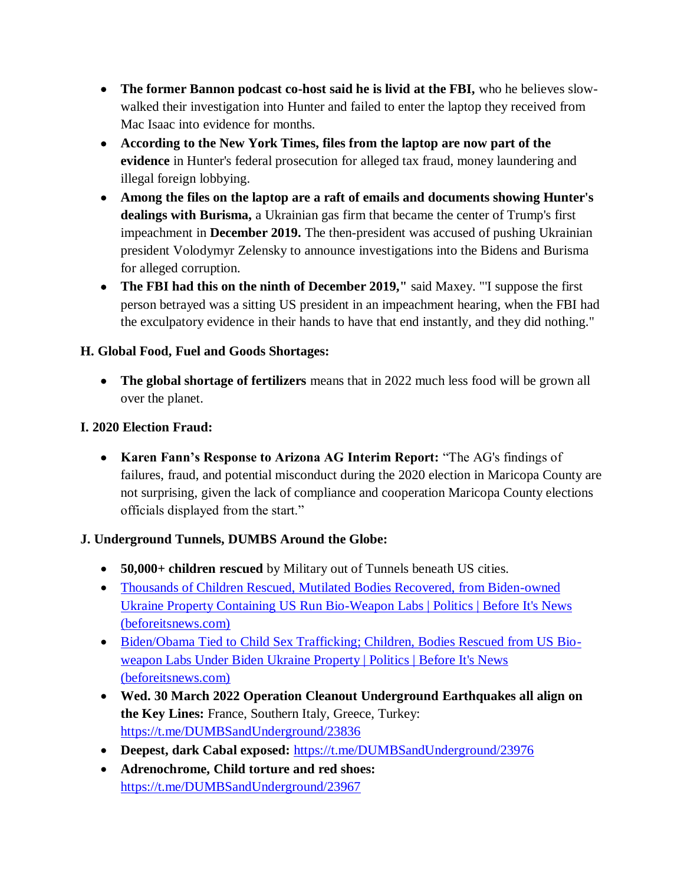- **The former Bannon podcast co-host said he is livid at the FBI,** who he believes slow-walked their investigation into Hunter and failed to enter the laptop they received from Mac Isaac into evidence for months.
- **According to the New York Times, files from the laptop are now part of the evidence** in Hunter's federal prosecution for alleged tax fraud, money laundering and illegal foreign lobbying.
- **Among the files on the laptop are a raft of emails and documents showing Hunter's dealings with Burisma,** a Ukrainian gas firm that became the center of Trump's first impeachment in **December 2019.** The then-president was accused of pushing Ukrainian president Volodymyr Zelensky to announce investigations into the Bidens and Burisma for alleged corruption.
- **The FBI had this on the ninth of December 2019,"** said Maxey. "'I suppose the first person betrayed was a sitting US president in an impeachment hearing, when the FBI had the exculpatory evidence in their hands to have that end instantly, and they did nothing."

### H. Global Food, Fuel and Goods Shortages:

- **The global shortage of fertilizers** means that in 2022 much less food will be grown all over the planet.

### I. 2020 Election Fraud:

- **Karen Fann's Response to Arizona AG Interim Report:** "The AG's findings of failures, fraud, and potential misconduct during the 2020 election in Maricopa County are not surprising, given the lack of compliance and cooperation Maricopa County elections officials displayed from the start."

### J. Underground Tunnels, DUMBS Around the Globe:

- **50,000+ children rescued** by Military out of Tunnels beneath US cities.
- Thousands of Children Rescued, Mutilated Bodies Recovered, from Biden-owned Ukraine Property Containing US Run Bio-Weapon Labs | Politics | Before It's News (beforeitsnews.com)
- Biden/Obama Tied to Child Sex Trafficking; Children, Bodies Rescued from US Bio-weapon Labs Under Biden Ukraine Property | Politics | Before It's News (beforeitsnews.com)
- **Wed. 30 March 2022 Operation Cleanout Underground Earthquakes all align on the Key Lines:** France, Southern Italy, Greece, Turkey: https://t.me/DUMBSandUnderground/23836
- **Deepest, dark Cabal exposed:** https://t.me/DUMBSandUnderground/23976
- **Adrenochrome, Child torture and red shoes:** https://t.me/DUMBSandUnderground/23967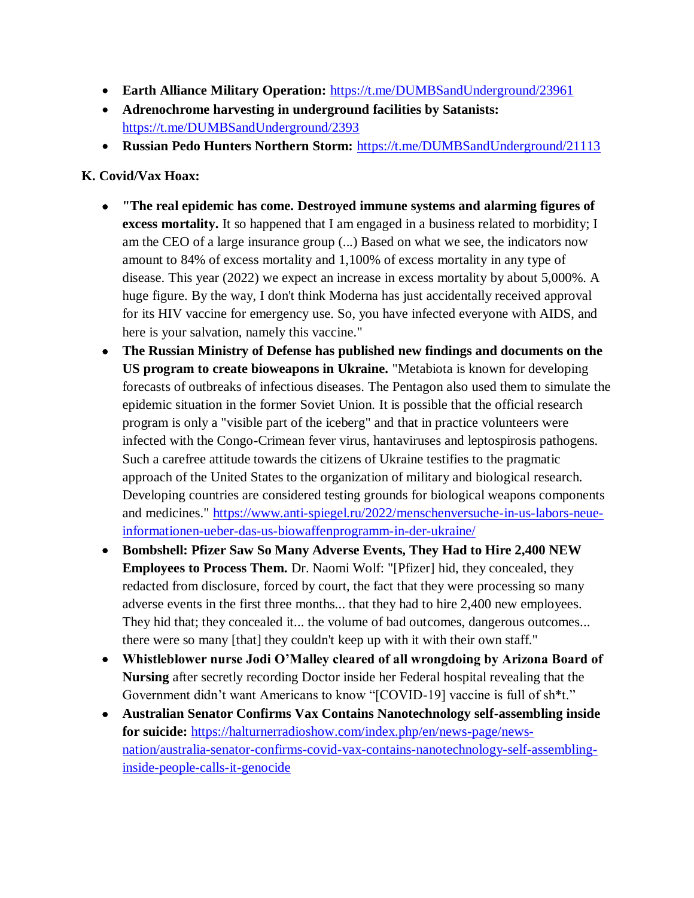- **Earth Alliance Military Operation:** https://t.me/DUMBSandUnderground/23961
- **Adrenochrome harvesting in underground facilities by Satanists:** https://t.me/DUMBSandUnderground/2393
- **Russian Pedo Hunters Northern Storm:** https://t.me/DUMBSandUnderground/21113

**K. Covid/Vax Hoax:**

- **"The real epidemic has come. Destroyed immune systems and alarming figures of excess mortality.** It so happened that I am engaged in a business related to morbidity; I am the CEO of a large insurance group (...) Based on what we see, the indicators now amount to 84% of excess mortality and 1,100% of excess mortality in any type of disease. This year (2022) we expect an increase in excess mortality by about 5,000%. A huge figure. By the way, I don't think Moderna has just accidentally received approval for its HIV vaccine for emergency use. So, you have infected everyone with AIDS, and here is your salvation, namely this vaccine."
- **The Russian Ministry of Defense has published new findings and documents on the US program to create bioweapons in Ukraine.** "Metabiota is known for developing forecasts of outbreaks of infectious diseases. The Pentagon also used them to simulate the epidemic situation in the former Soviet Union. It is possible that the official research program is only a "visible part of the iceberg" and that in practice volunteers were infected with the Congo-Crimean fever virus, hantaviruses and leptospirosis pathogens. Such a carefree attitude towards the citizens of Ukraine testifies to the pragmatic approach of the United States to the organization of military and biological research. Developing countries are considered testing grounds for biological weapons components and medicines." https://www.anti-spiegel.ru/2022/menschenversuche-in-us-labors-neue-informationen-ueber-das-us-biowaffenprogramm-in-der-ukraine/
- **Bombshell: Pfizer Saw So Many Adverse Events, They Had to Hire 2,400 NEW Employees to Process Them.** Dr. Naomi Wolf: "[Pfizer] hid, they concealed, they redacted from disclosure, forced by court, the fact that they were processing so many adverse events in the first three months... that they had to hire 2,400 new employees. They hid that; they concealed it... the volume of bad outcomes, dangerous outcomes... there were so many [that] they couldn't keep up with it with their own staff."
- **Whistleblower nurse Jodi O'Malley cleared of all wrongdoing by Arizona Board of Nursing** after secretly recording Doctor inside her Federal hospital revealing that the Government didn't want Americans to know "[COVID-19] vaccine is full of sh*t."
- **Australian Senator Confirms Vax Contains Nanotechnology self-assembling inside for suicide:** https://halturnerradioshow.com/index.php/en/news-page/news-nation/australia-senator-confirms-covid-vax-contains-nanotechnology-self-assembling-inside-people-calls-it-genocide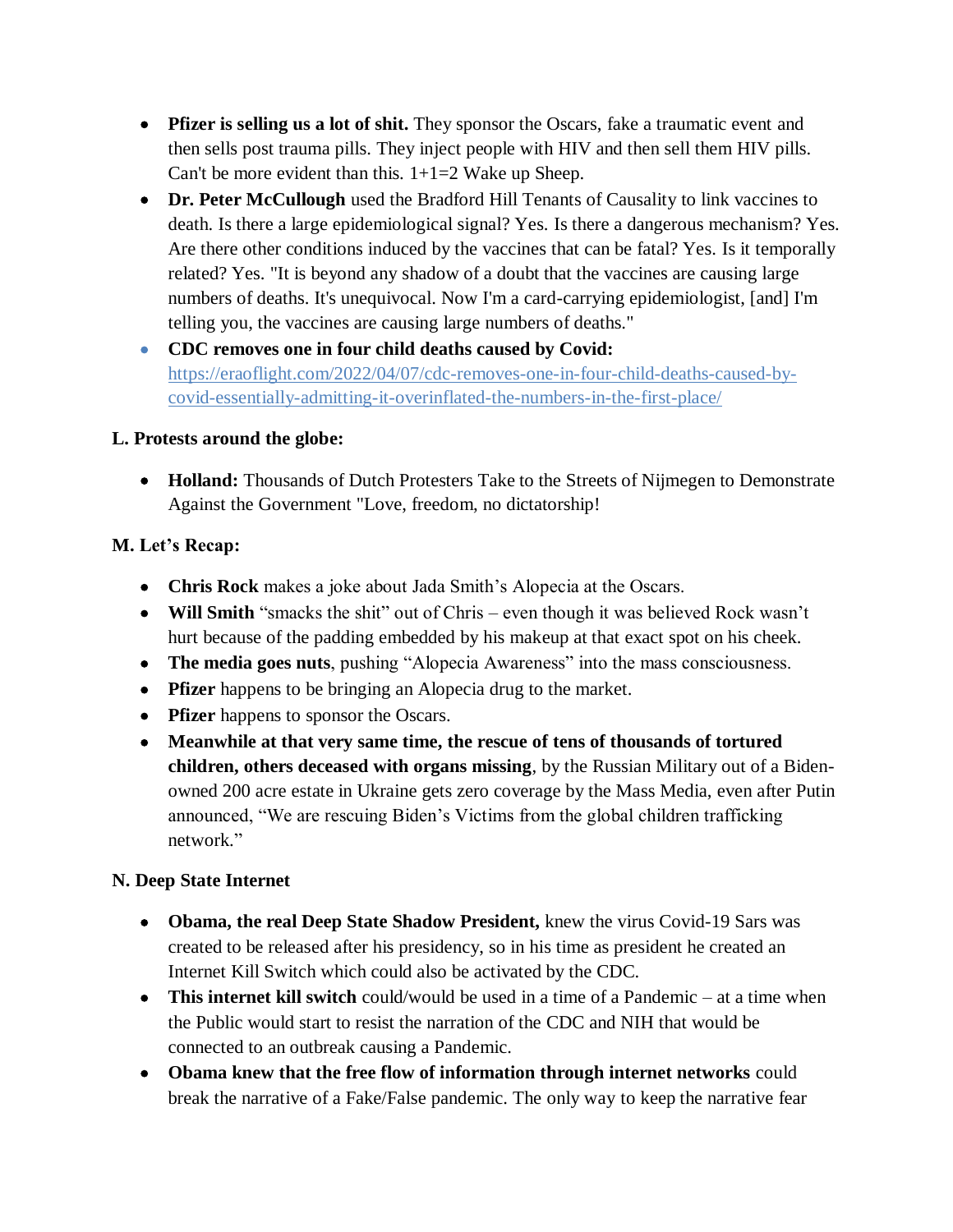- **Pfizer is selling us a lot of shit.** They sponsor the Oscars, fake a traumatic event and then sells post trauma pills. They inject people with HIV and then sell them HIV pills. Can't be more evident than this. 1+1=2 Wake up Sheep.
- **Dr. Peter McCullough** used the Bradford Hill Tenants of Causality to link vaccines to death. Is there a large epidemiological signal? Yes. Is there a dangerous mechanism? Yes. Are there other conditions induced by the vaccines that can be fatal? Yes. Is it temporally related? Yes. "It is beyond any shadow of a doubt that the vaccines are causing large numbers of deaths. It's unequivocal. Now I'm a card-carrying epidemiologist, [and] I'm telling you, the vaccines are causing large numbers of deaths."
- **CDC removes one in four child deaths caused by Covid:** https://eraoflight.com/2022/04/07/cdc-removes-one-in-four-child-deaths-caused-by-covid-essentially-admitting-it-overinflated-the-numbers-in-the-first-place/

**L. Protests around the globe:**

- **Holland:** Thousands of Dutch Protesters Take to the Streets of Nijmegen to Demonstrate Against the Government "Love, freedom, no dictatorship!

**M. Let's Recap:**

- **Chris Rock** makes a joke about Jada Smith's Alopecia at the Oscars.
- **Will Smith** "smacks the shit" out of Chris – even though it was believed Rock wasn't hurt because of the padding embedded by his makeup at that exact spot on his cheek.
- **The media goes nuts**, pushing "Alopecia Awareness" into the mass consciousness.
- **Pfizer** happens to be bringing an Alopecia drug to the market.
- **Pfizer** happens to sponsor the Oscars.
- **Meanwhile at that very same time, the rescue of tens of thousands of tortured children, others deceased with organs missing**, by the Russian Military out of a Biden-owned 200 acre estate in Ukraine gets zero coverage by the Mass Media, even after Putin announced, "We are rescuing Biden's Victims from the global children trafficking network."

**N. Deep State Internet**

- **Obama, the real Deep State Shadow President,** knew the virus Covid-19 Sars was created to be released after his presidency, so in his time as president he created an Internet Kill Switch which could also be activated by the CDC.
- **This internet kill switch** could/would be used in a time of a Pandemic – at a time when the Public would start to resist the narration of the CDC and NIH that would be connected to an outbreak causing a Pandemic.
- **Obama knew that the free flow of information through internet networks** could break the narrative of a Fake/False pandemic. The only way to keep the narrative fear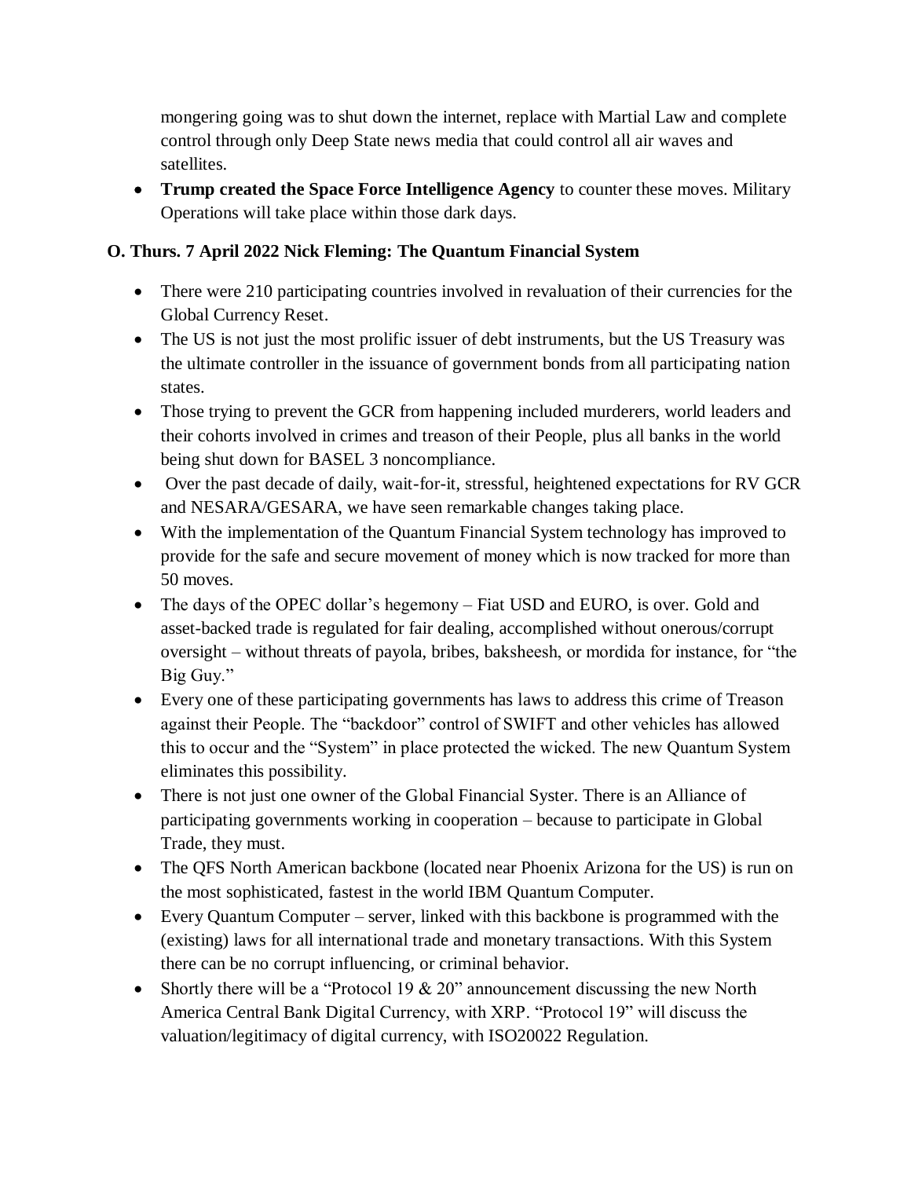mongering going was to shut down the internet, replace with Martial Law and complete control through only Deep State news media that could control all air waves and satellites.

- **Trump created the Space Force Intelligence Agency** to counter these moves. Military Operations will take place within those dark days.

### O. Thurs. 7 April 2022 Nick Fleming: The Quantum Financial System

- There were 210 participating countries involved in revaluation of their currencies for the Global Currency Reset.
- The US is not just the most prolific issuer of debt instruments, but the US Treasury was the ultimate controller in the issuance of government bonds from all participating nation states.
- Those trying to prevent the GCR from happening included murderers, world leaders and their cohorts involved in crimes and treason of their People, plus all banks in the world being shut down for BASEL 3 noncompliance.
- Over the past decade of daily, wait-for-it, stressful, heightened expectations for RV GCR and NESARA/GESARA, we have seen remarkable changes taking place.
- With the implementation of the Quantum Financial System technology has improved to provide for the safe and secure movement of money which is now tracked for more than 50 moves.
- The days of the OPEC dollar's hegemony – Fiat USD and EURO, is over. Gold and asset-backed trade is regulated for fair dealing, accomplished without onerous/corrupt oversight – without threats of payola, bribes, baksheesh, or mordida for instance, for "the Big Guy."
- Every one of these participating governments has laws to address this crime of Treason against their People. The "backdoor" control of SWIFT and other vehicles has allowed this to occur and the "System" in place protected the wicked. The new Quantum System eliminates this possibility.
- There is not just one owner of the Global Financial Syster. There is an Alliance of participating governments working in cooperation – because to participate in Global Trade, they must.
- The QFS North American backbone (located near Phoenix Arizona for the US) is run on the most sophisticated, fastest in the world IBM Quantum Computer.
- Every Quantum Computer – server, linked with this backbone is programmed with the (existing) laws for all international trade and monetary transactions. With this System there can be no corrupt influencing, or criminal behavior.
- Shortly there will be a "Protocol 19 & 20" announcement discussing the new North America Central Bank Digital Currency, with XRP. "Protocol 19" will discuss the valuation/legitimacy of digital currency, with ISO20022 Regulation.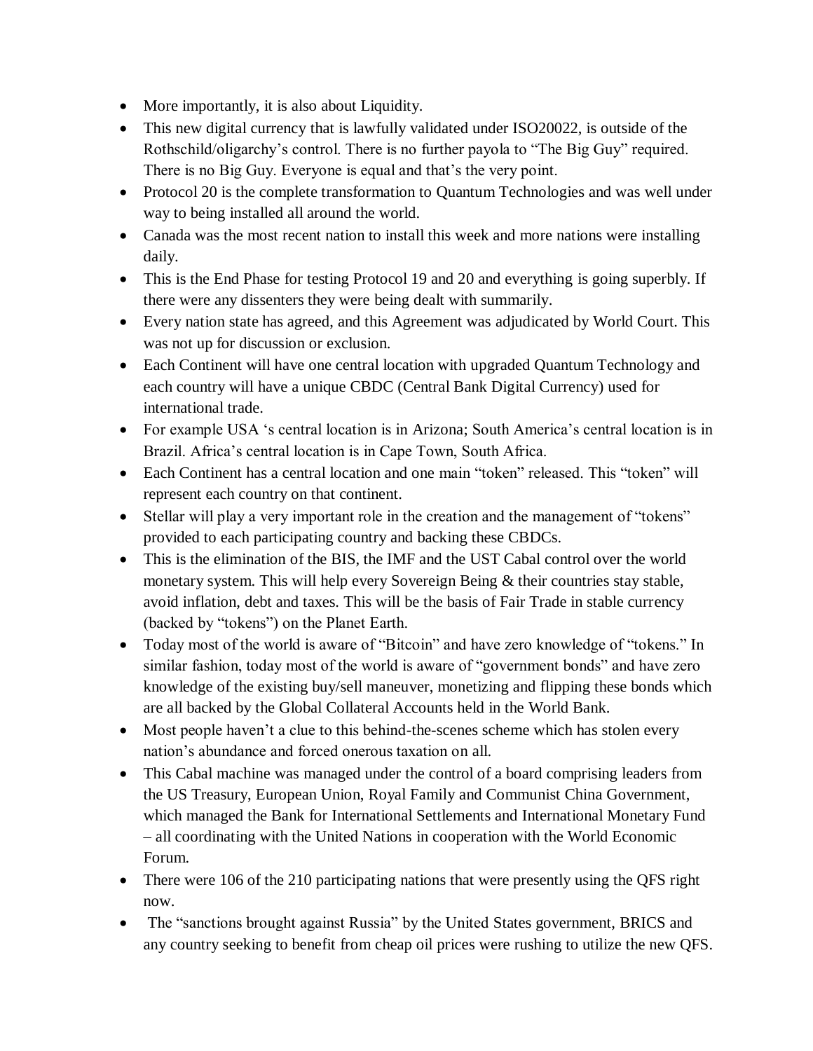- More importantly, it is also about Liquidity.
- This new digital currency that is lawfully validated under ISO20022, is outside of the Rothschild/oligarchy's control. There is no further payola to "The Big Guy" required. There is no Big Guy. Everyone is equal and that's the very point.
- Protocol 20 is the complete transformation to Quantum Technologies and was well under way to being installed all around the world.
- Canada was the most recent nation to install this week and more nations were installing daily.
- This is the End Phase for testing Protocol 19 and 20 and everything is going superbly. If there were any dissenters they were being dealt with summarily.
- Every nation state has agreed, and this Agreement was adjudicated by World Court. This was not up for discussion or exclusion.
- Each Continent will have one central location with upgraded Quantum Technology and each country will have a unique CBDC (Central Bank Digital Currency) used for international trade.
- For example USA 's central location is in Arizona; South America's central location is in Brazil. Africa's central location is in Cape Town, South Africa.
- Each Continent has a central location and one main "token" released. This "token" will represent each country on that continent.
- Stellar will play a very important role in the creation and the management of "tokens" provided to each participating country and backing these CBDCs.
- This is the elimination of the BIS, the IMF and the UST Cabal control over the world monetary system. This will help every Sovereign Being & their countries stay stable, avoid inflation, debt and taxes. This will be the basis of Fair Trade in stable currency (backed by "tokens") on the Planet Earth.
- Today most of the world is aware of "Bitcoin" and have zero knowledge of "tokens." In similar fashion, today most of the world is aware of "government bonds" and have zero knowledge of the existing buy/sell maneuver, monetizing and flipping these bonds which are all backed by the Global Collateral Accounts held in the World Bank.
- Most people haven't a clue to this behind-the-scenes scheme which has stolen every nation's abundance and forced onerous taxation on all.
- This Cabal machine was managed under the control of a board comprising leaders from the US Treasury, European Union, Royal Family and Communist China Government, which managed the Bank for International Settlements and International Monetary Fund – all coordinating with the United Nations in cooperation with the World Economic Forum.
- There were 106 of the 210 participating nations that were presently using the QFS right now.
- The "sanctions brought against Russia" by the United States government, BRICS and any country seeking to benefit from cheap oil prices were rushing to utilize the new QFS.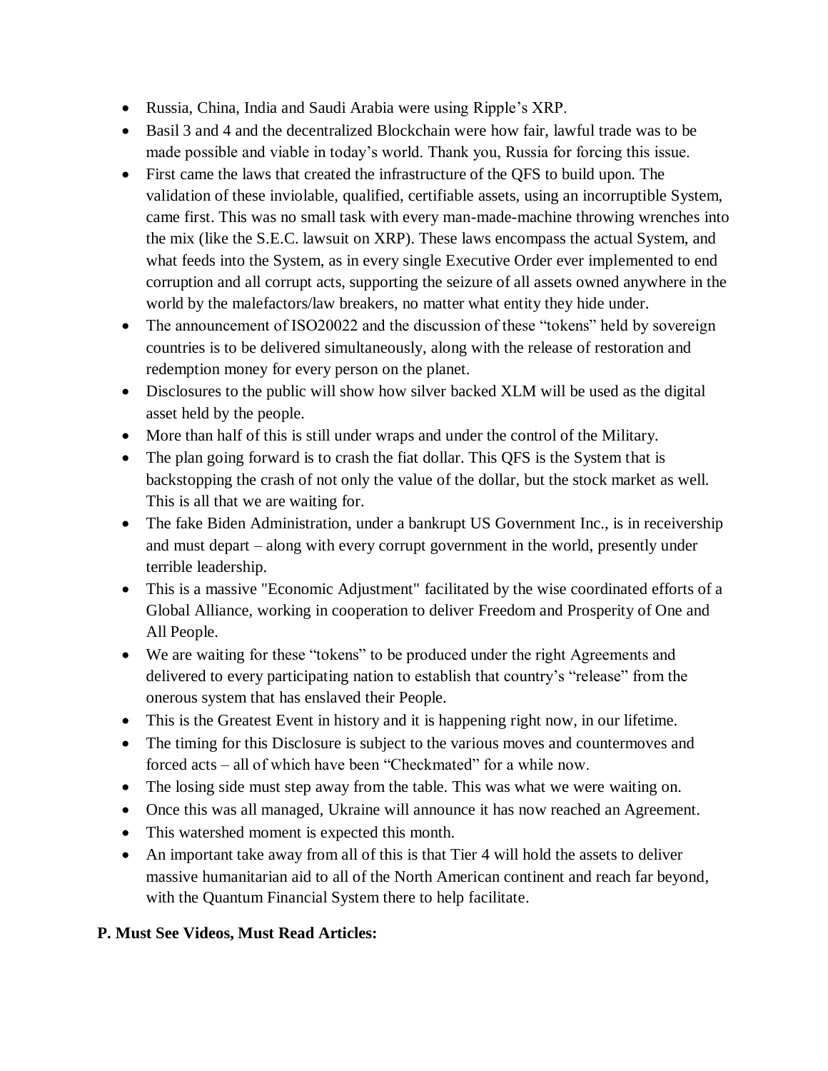- Russia, China, India and Saudi Arabia were using Ripple's XRP.
- Basil 3 and 4 and the decentralized Blockchain were how fair, lawful trade was to be made possible and viable in today's world. Thank you, Russia for forcing this issue.
- First came the laws that created the infrastructure of the QFS to build upon. The validation of these inviolable, qualified, certifiable assets, using an incorruptible System, came first. This was no small task with every man-made-machine throwing wrenches into the mix (like the S.E.C. lawsuit on XRP). These laws encompass the actual System, and what feeds into the System, as in every single Executive Order ever implemented to end corruption and all corrupt acts, supporting the seizure of all assets owned anywhere in the world by the malefactors/law breakers, no matter what entity they hide under.
- The announcement of ISO20022 and the discussion of these "tokens" held by sovereign countries is to be delivered simultaneously, along with the release of restoration and redemption money for every person on the planet.
- Disclosures to the public will show how silver backed XLM will be used as the digital asset held by the people.
- More than half of this is still under wraps and under the control of the Military.
- The plan going forward is to crash the fiat dollar. This QFS is the System that is backstopping the crash of not only the value of the dollar, but the stock market as well. This is all that we are waiting for.
- The fake Biden Administration, under a bankrupt US Government Inc., is in receivership and must depart – along with every corrupt government in the world, presently under terrible leadership.
- This is a massive "Economic Adjustment" facilitated by the wise coordinated efforts of a Global Alliance, working in cooperation to deliver Freedom and Prosperity of One and All People.
- We are waiting for these "tokens" to be produced under the right Agreements and delivered to every participating nation to establish that country's "release" from the onerous system that has enslaved their People.
- This is the Greatest Event in history and it is happening right now, in our lifetime.
- The timing for this Disclosure is subject to the various moves and countermoves and forced acts – all of which have been "Checkmated" for a while now.
- The losing side must step away from the table. This was what we were waiting on.
- Once this was all managed, Ukraine will announce it has now reached an Agreement.
- This watershed moment is expected this month.
- An important take away from all of this is that Tier 4 will hold the assets to deliver massive humanitarian aid to all of the North American continent and reach far beyond, with the Quantum Financial System there to help facilitate.

**P. Must See Videos, Must Read Articles:**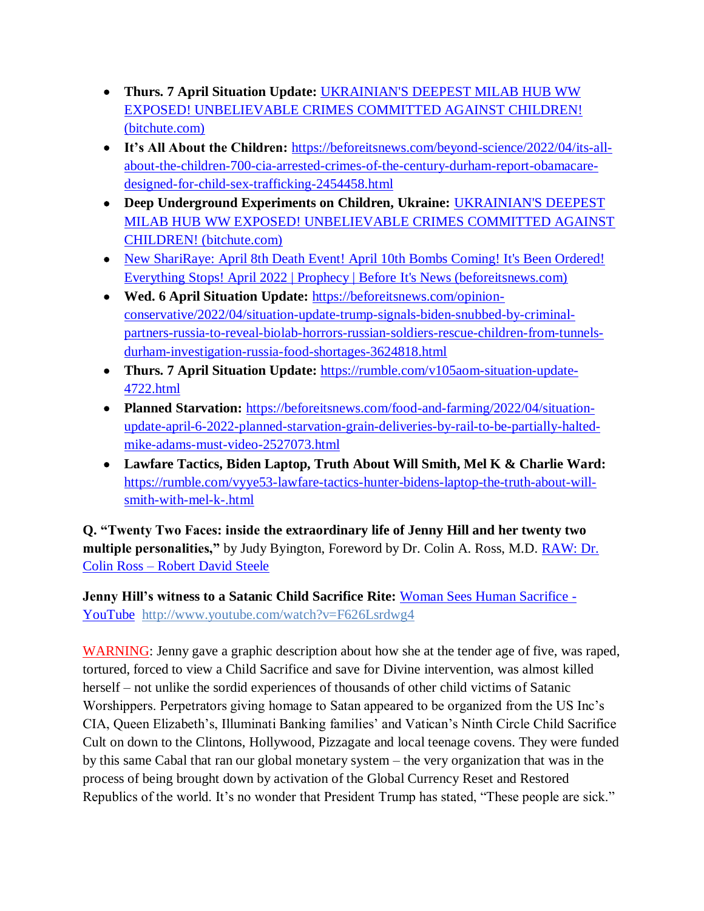- **Thurs. 7 April Situation Update:** UKRAINIAN'S DEEPEST MILAB HUB WW EXPOSED! UNBELIEVABLE CRIMES COMMITTED AGAINST CHILDREN! (bitchute.com)
- **It's All About the Children:** https://beforeitsnews.com/beyond-science/2022/04/its-all-about-the-children-700-cia-arrested-crimes-of-the-century-durham-report-obamacare-designed-for-child-sex-trafficking-2454458.html
- **Deep Underground Experiments on Children, Ukraine:** UKRAINIAN'S DEEPEST MILAB HUB WW EXPOSED! UNBELIEVABLE CRIMES COMMITTED AGAINST CHILDREN! (bitchute.com)
- New ShariRaye: April 8th Death Event! April 10th Bombs Coming! It's Been Ordered! Everything Stops! April 2022 | Prophecy | Before It's News (beforeitsnews.com)
- **Wed. 6 April Situation Update:** https://beforeitsnews.com/opinion-conservative/2022/04/situation-update-trump-signals-biden-snubbed-by-criminal-partners-russia-to-reveal-biolab-horrors-russian-soldiers-rescue-children-from-tunnels-durham-investigation-russia-food-shortages-3624818.html
- **Thurs. 7 April Situation Update:** https://rumble.com/v105aom-situation-update-4722.html
- **Planned Starvation:** https://beforeitsnews.com/food-and-farming/2022/04/situation-update-april-6-2022-planned-starvation-grain-deliveries-by-rail-to-be-partially-halted-mike-adams-must-video-2527073.html
- **Lawfare Tactics, Biden Laptop, Truth About Will Smith, Mel K & Charlie Ward:** https://rumble.com/vyye53-lawfare-tactics-hunter-bidens-laptop-the-truth-about-will-smith-with-mel-k-.html

**Q. "Twenty Two Faces: inside the extraordinary life of Jenny Hill and her twenty two multiple personalities,"** by Judy Byington, Foreword by Dr. Colin A. Ross, M.D. RAW: Dr. Colin Ross – Robert David Steele

**Jenny Hill's witness to a Satanic Child Sacrifice Rite:** Woman Sees Human Sacrifice - YouTube http://www.youtube.com/watch?v=F626Lsrdwg4

WARNING: Jenny gave a graphic description about how she at the tender age of five, was raped, tortured, forced to view a Child Sacrifice and save for Divine intervention, was almost killed herself – not unlike the sordid experiences of thousands of other child victims of Satanic Worshippers. Perpetrators giving homage to Satan appeared to be organized from the US Inc's CIA, Queen Elizabeth's, Illuminati Banking families' and Vatican's Ninth Circle Child Sacrifice Cult on down to the Clintons, Hollywood, Pizzagate and local teenage covens. They were funded by this same Cabal that ran our global monetary system – the very organization that was in the process of being brought down by activation of the Global Currency Reset and Restored Republics of the world. It's no wonder that President Trump has stated, "These people are sick."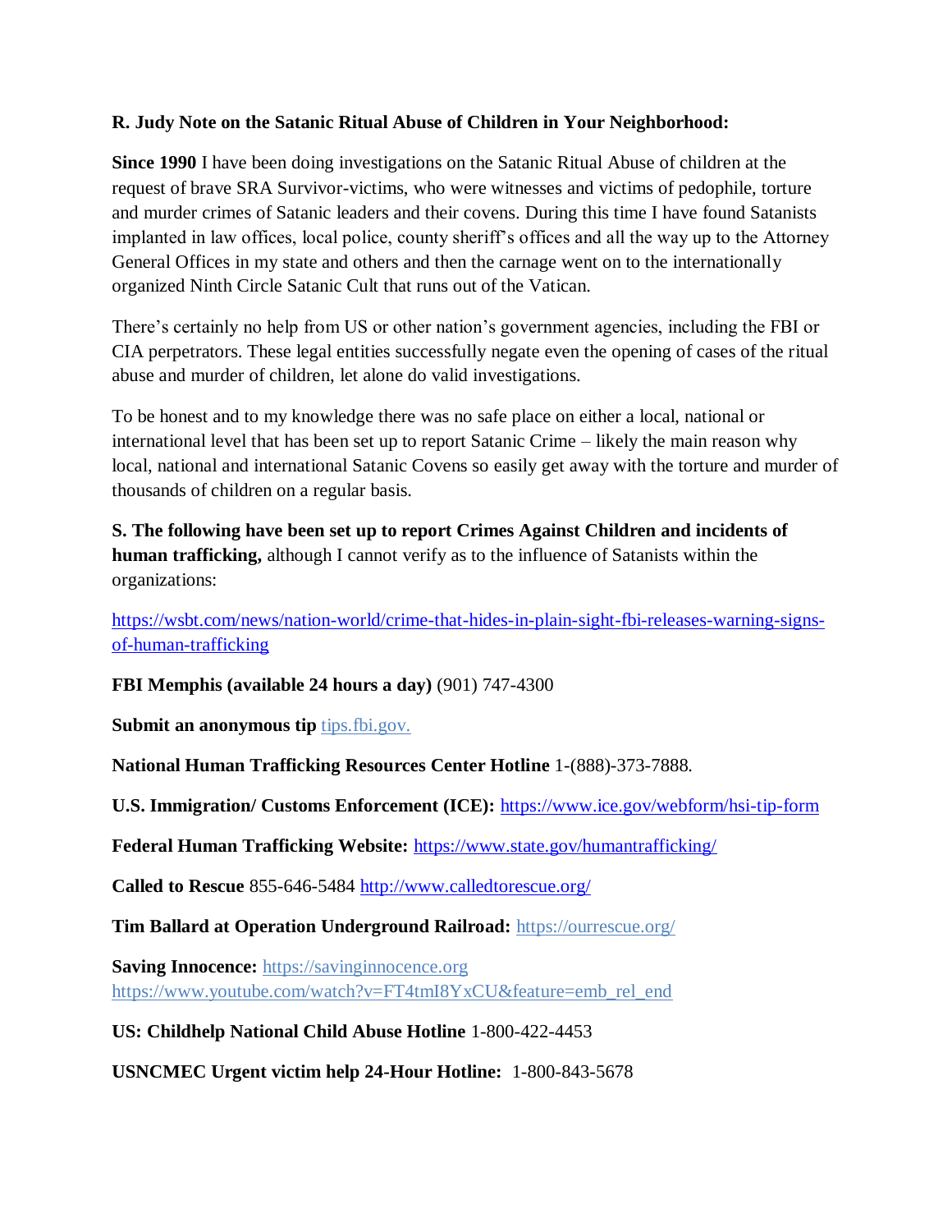**R. Judy Note on the Satanic Ritual Abuse of Children in Your Neighborhood:**

**Since 1990** I have been doing investigations on the Satanic Ritual Abuse of children at the request of brave SRA Survivor-victims, who were witnesses and victims of pedophile, torture and murder crimes of Satanic leaders and their covens. During this time I have found Satanists implanted in law offices, local police, county sheriff's offices and all the way up to the Attorney General Offices in my state and others and then the carnage went on to the internationally organized Ninth Circle Satanic Cult that runs out of the Vatican.

There's certainly no help from US or other nation's government agencies, including the FBI or CIA perpetrators. These legal entities successfully negate even the opening of cases of the ritual abuse and murder of children, let alone do valid investigations.

To be honest and to my knowledge there was no safe place on either a local, national or international level that has been set up to report Satanic Crime – likely the main reason why local, national and international Satanic Covens so easily get away with the torture and murder of thousands of children on a regular basis.

**S. The following have been set up to report Crimes Against Children and incidents of human trafficking,** although I cannot verify as to the influence of Satanists within the organizations:

https://wsbt.com/news/nation-world/crime-that-hides-in-plain-sight-fbi-releases-warning-signs-of-human-trafficking

**FBI Memphis (available 24 hours a day)** (901) 747-4300

**Submit an anonymous tip** tips.fbi.gov.

**National Human Trafficking Resources Center Hotline** 1-(888)-373-7888.

**U.S. Immigration/ Customs Enforcement (ICE):** https://www.ice.gov/webform/hsi-tip-form

**Federal Human Trafficking Website:** https://www.state.gov/humantrafficking/

**Called to Rescue** 855-646-5484 http://www.calledtorescue.org/

**Tim Ballard at Operation Underground Railroad:** https://ourrescue.org/

**Saving Innocence:** https://savinginnocence.org
https://www.youtube.com/watch?v=FT4tmI8YxCU&feature=emb_rel_end

**US: Childhelp National Child Abuse Hotline** 1-800-422-4453

**USNCMEC Urgent victim help 24-Hour Hotline:** 1-800-843-5678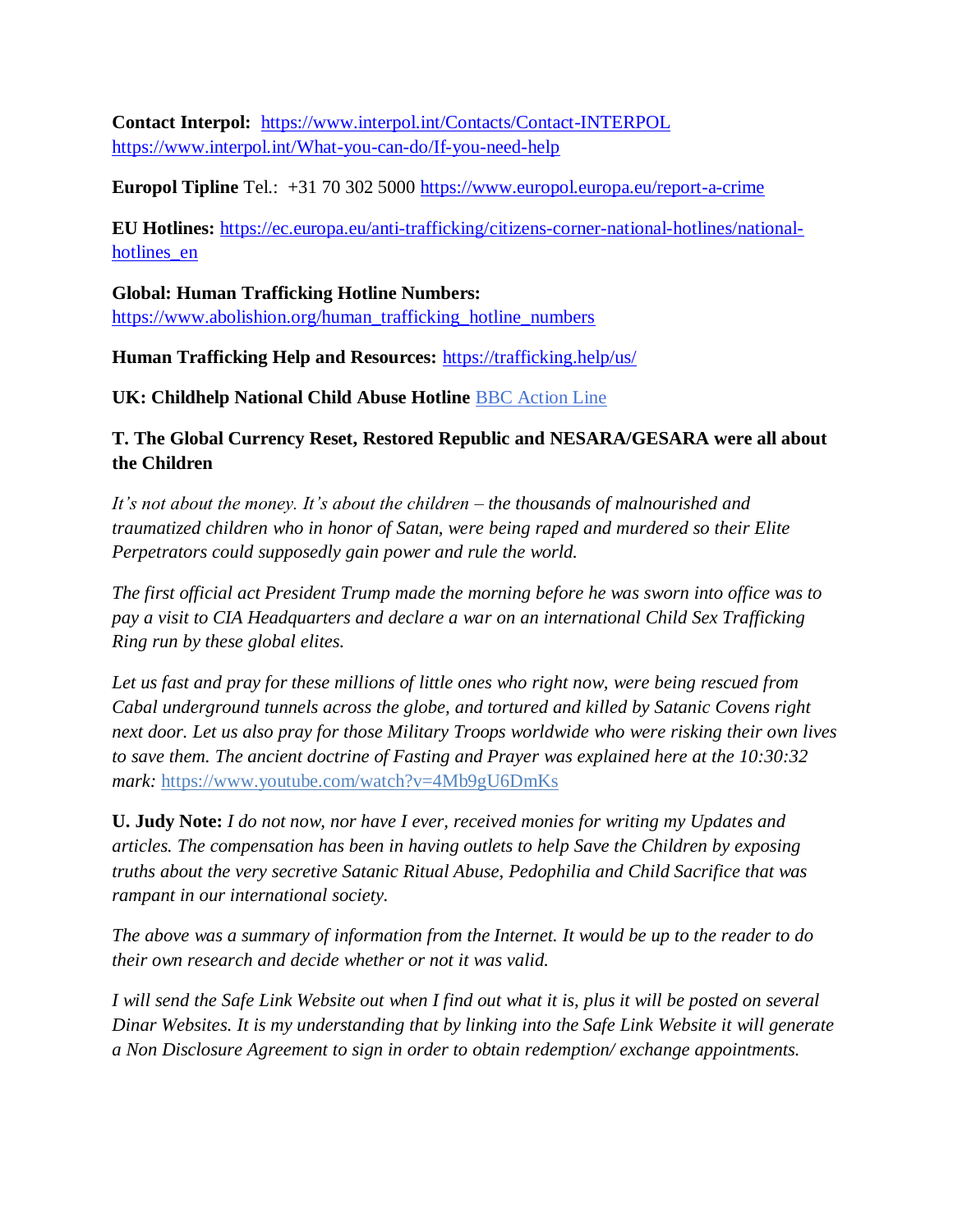**Contact Interpol:** https://www.interpol.int/Contacts/Contact-INTERPOL https://www.interpol.int/What-you-can-do/If-you-need-help

**Europol Tipline** Tel.: +31 70 302 5000 https://www.europol.europa.eu/report-a-crime

**EU Hotlines:** https://ec.europa.eu/anti-trafficking/citizens-corner-national-hotlines/national-hotlines_en

**Global: Human Trafficking Hotline Numbers:** https://www.abolishion.org/human_trafficking_hotline_numbers

**Human Trafficking Help and Resources:** https://trafficking.help/us/

**UK: Childhelp National Child Abuse Hotline** BBC Action Line

**T. The Global Currency Reset, Restored Republic and NESARA/GESARA were all about the Children**

*It's not about the money. It's about the children – the thousands of malnourished and traumatized children who in honor of Satan, were being raped and murdered so their Elite Perpetrators could supposedly gain power and rule the world.*

*The first official act President Trump made the morning before he was sworn into office was to pay a visit to CIA Headquarters and declare a war on an international Child Sex Trafficking Ring run by these global elites.*

*Let us fast and pray for these millions of little ones who right now, were being rescued from Cabal underground tunnels across the globe, and tortured and killed by Satanic Covens right next door. Let us also pray for those Military Troops worldwide who were risking their own lives to save them. The ancient doctrine of Fasting and Prayer was explained here at the 10:30:32 mark:* https://www.youtube.com/watch?v=4Mb9gU6DmKs

**U. Judy Note:** *I do not now, nor have I ever, received monies for writing my Updates and articles. The compensation has been in having outlets to help Save the Children by exposing truths about the very secretive Satanic Ritual Abuse, Pedophilia and Child Sacrifice that was rampant in our international society.*

*The above was a summary of information from the Internet. It would be up to the reader to do their own research and decide whether or not it was valid.*

*I will send the Safe Link Website out when I find out what it is, plus it will be posted on several Dinar Websites. It is my understanding that by linking into the Safe Link Website it will generate a Non Disclosure Agreement to sign in order to obtain redemption/ exchange appointments.*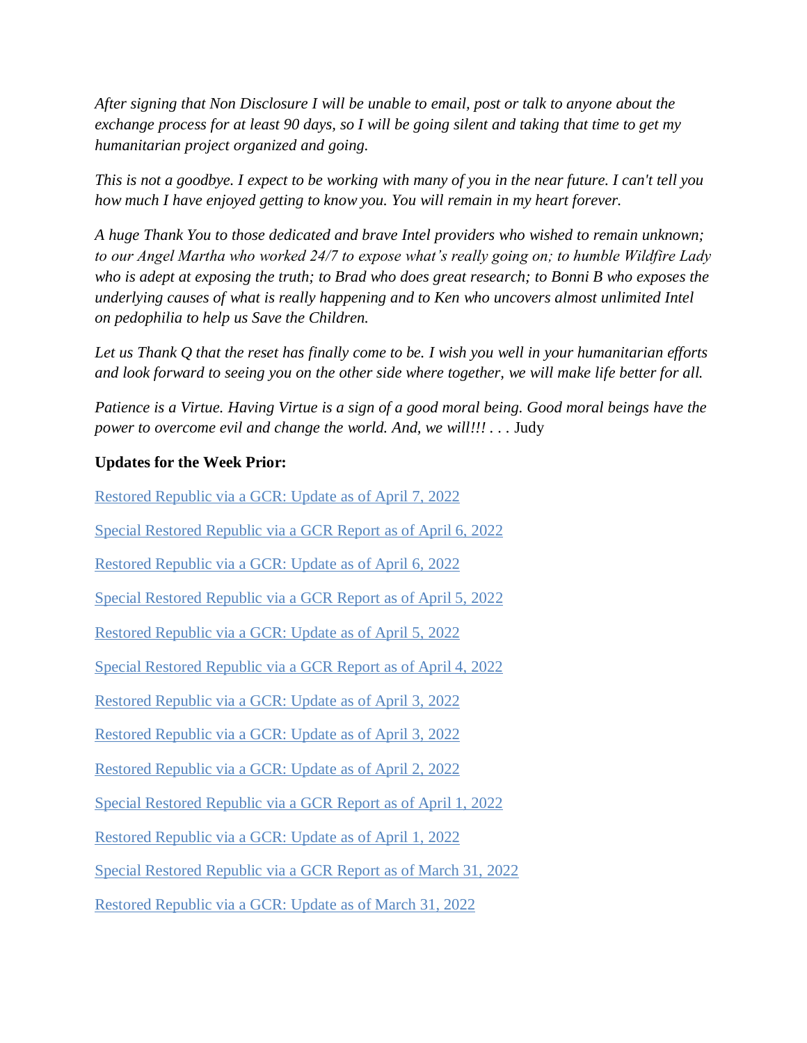*After signing that Non Disclosure I will be unable to email, post or talk to anyone about the exchange process for at least 90 days, so I will be going silent and taking that time to get my humanitarian project organized and going.*

*This is not a goodbye. I expect to be working with many of you in the near future. I can't tell you how much I have enjoyed getting to know you. You will remain in my heart forever.*

*A huge Thank You to those dedicated and brave Intel providers who wished to remain unknown; to our Angel Martha who worked 24/7 to expose what's really going on; to humble Wildfire Lady who is adept at exposing the truth; to Brad who does great research; to Bonni B who exposes the underlying causes of what is really happening and to Ken who uncovers almost unlimited Intel on pedophilia to help us Save the Children.*

*Let us Thank Q that the reset has finally come to be. I wish you well in your humanitarian efforts and look forward to seeing you on the other side where together, we will make life better for all.*

*Patience is a Virtue. Having Virtue is a sign of a good moral being. Good moral beings have the power to overcome evil and change the world. And, we will!!! . . .* Judy

**Updates for the Week Prior:**

Restored Republic via a GCR: Update as of April 7, 2022

Special Restored Republic via a GCR Report as of April 6, 2022

Restored Republic via a GCR: Update as of April 6, 2022

Special Restored Republic via a GCR Report as of April 5, 2022

Restored Republic via a GCR: Update as of April 5, 2022

Special Restored Republic via a GCR Report as of April 4, 2022

Restored Republic via a GCR: Update as of April 3, 2022

Restored Republic via a GCR: Update as of April 3, 2022

Restored Republic via a GCR: Update as of April 2, 2022

Special Restored Republic via a GCR Report as of April 1, 2022

Restored Republic via a GCR: Update as of April 1, 2022

Special Restored Republic via a GCR Report as of March 31, 2022

Restored Republic via a GCR: Update as of March 31, 2022